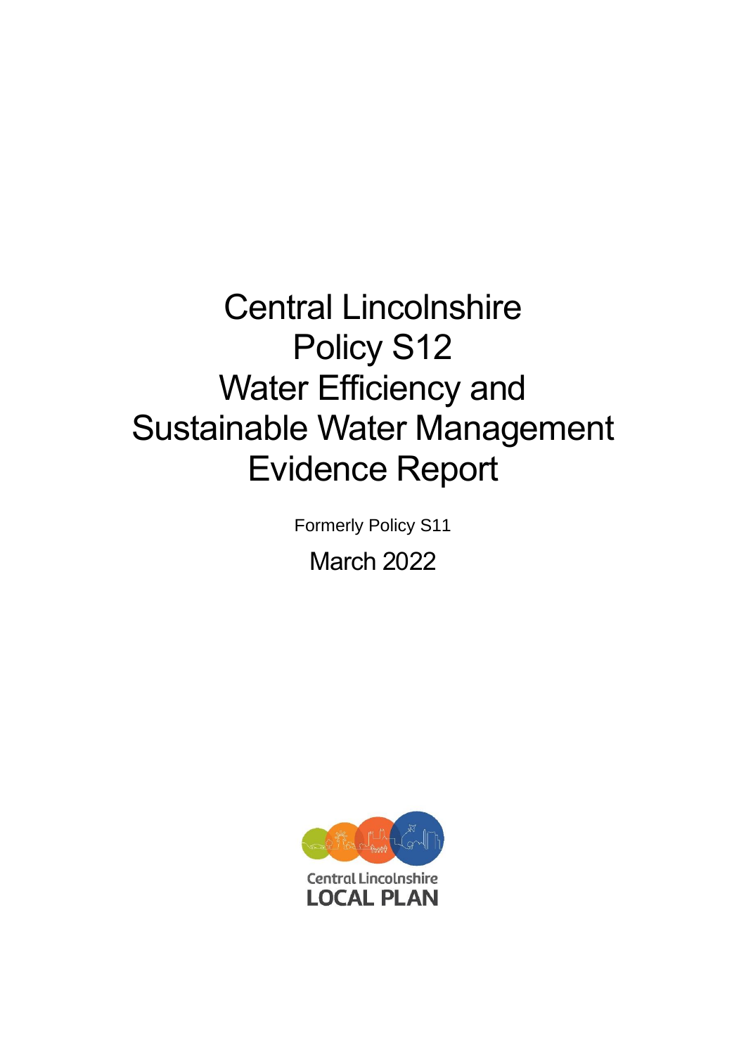# Central Lincolnshire Policy S12 Water Efficiency and Sustainable Water Management Evidence Report

Formerly Policy S11

March 2022

Central Lincolnshire
LOCAL PLAN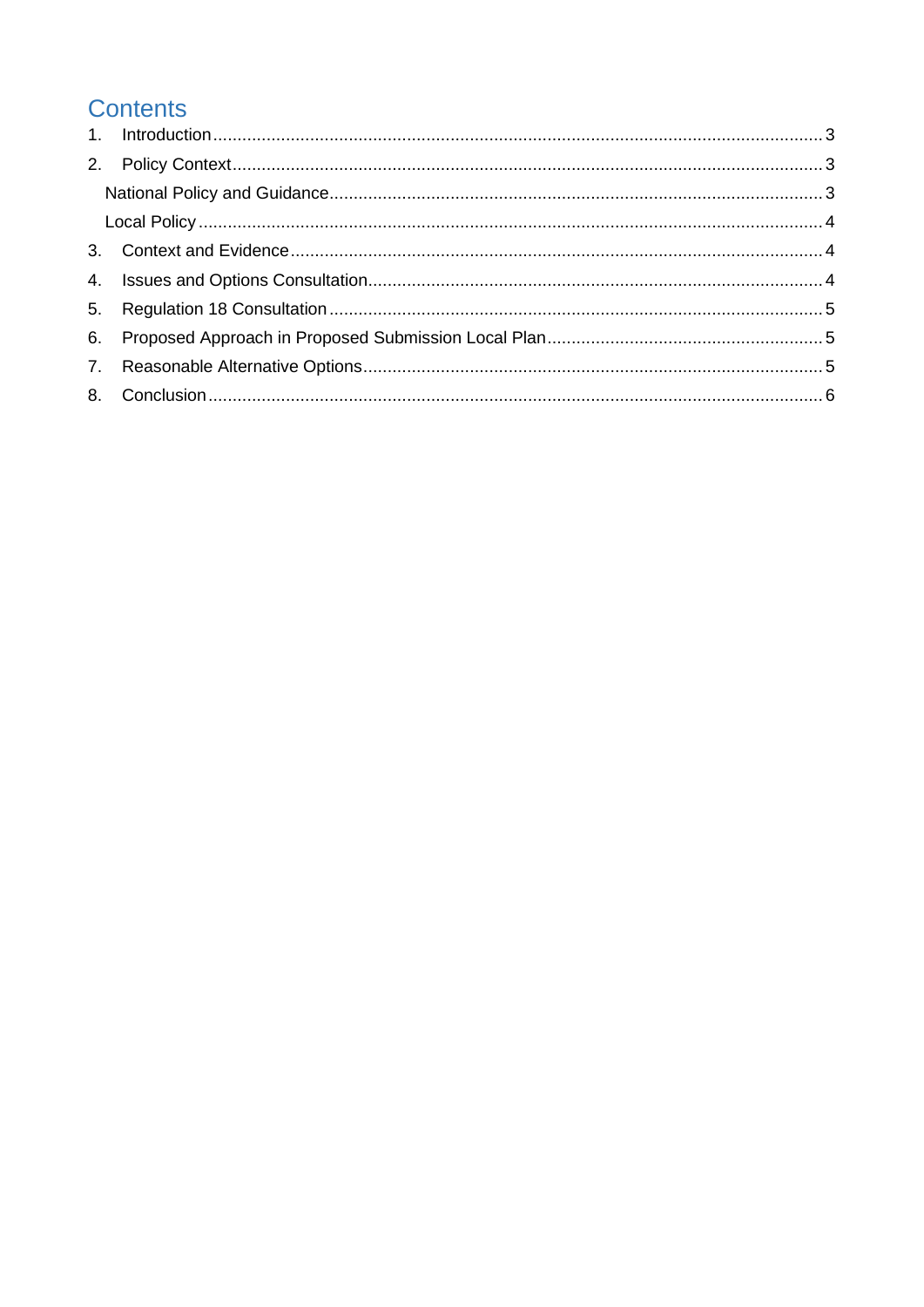# Contents

1. Introduction ..... 3
2. Policy Context ..... 3
   - National Policy and Guidance ..... 3
   - Local Policy ..... 4
3. Context and Evidence ..... 4
4. Issues and Options Consultation ..... 4
5. Regulation 18 Consultation ..... 5
6. Proposed Approach in Proposed Submission Local Plan ..... 5
7. Reasonable Alternative Options ..... 5
8. Conclusion ..... 6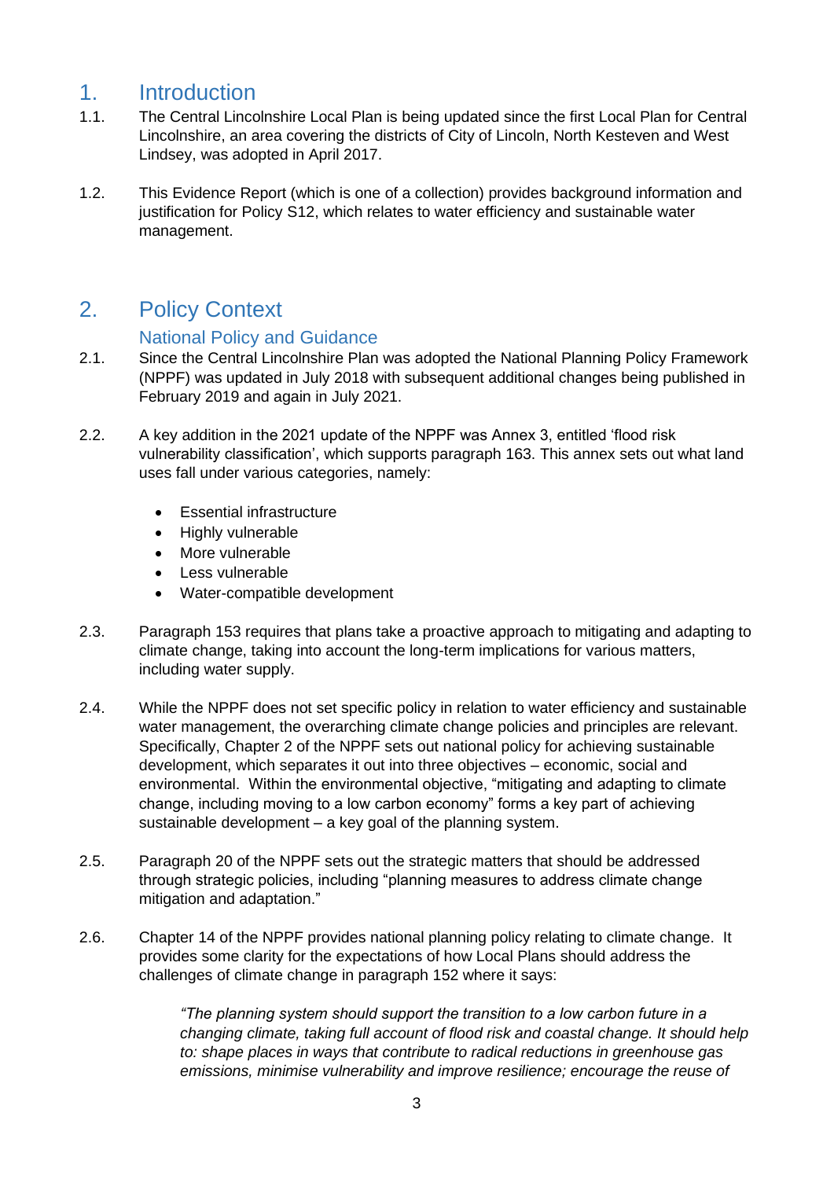# 1. Introduction

1.1. The Central Lincolnshire Local Plan is being updated since the first Local Plan for Central Lincolnshire, an area covering the districts of City of Lincoln, North Kesteven and West Lindsey, was adopted in April 2017.

1.2. This Evidence Report (which is one of a collection) provides background information and justification for Policy S12, which relates to water efficiency and sustainable water management.

# 2. Policy Context

## National Policy and Guidance

2.1. Since the Central Lincolnshire Plan was adopted the National Planning Policy Framework (NPPF) was updated in July 2018 with subsequent additional changes being published in February 2019 and again in July 2021.

2.2. A key addition in the 2021 update of the NPPF was Annex 3, entitled 'flood risk vulnerability classification', which supports paragraph 163. This annex sets out what land uses fall under various categories, namely:

- Essential infrastructure
- Highly vulnerable
- More vulnerable
- Less vulnerable
- Water-compatible development

2.3. Paragraph 153 requires that plans take a proactive approach to mitigating and adapting to climate change, taking into account the long-term implications for various matters, including water supply.

2.4. While the NPPF does not set specific policy in relation to water efficiency and sustainable water management, the overarching climate change policies and principles are relevant. Specifically, Chapter 2 of the NPPF sets out national policy for achieving sustainable development, which separates it out into three objectives – economic, social and environmental. Within the environmental objective, "mitigating and adapting to climate change, including moving to a low carbon economy" forms a key part of achieving sustainable development – a key goal of the planning system.

2.5. Paragraph 20 of the NPPF sets out the strategic matters that should be addressed through strategic policies, including "planning measures to address climate change mitigation and adaptation."

2.6. Chapter 14 of the NPPF provides national planning policy relating to climate change. It provides some clarity for the expectations of how Local Plans should address the challenges of climate change in paragraph 152 where it says:

> *"The planning system should support the transition to a low carbon future in a changing climate, taking full account of flood risk and coastal change. It should help to: shape places in ways that contribute to radical reductions in greenhouse gas emissions, minimise vulnerability and improve resilience; encourage the reuse of*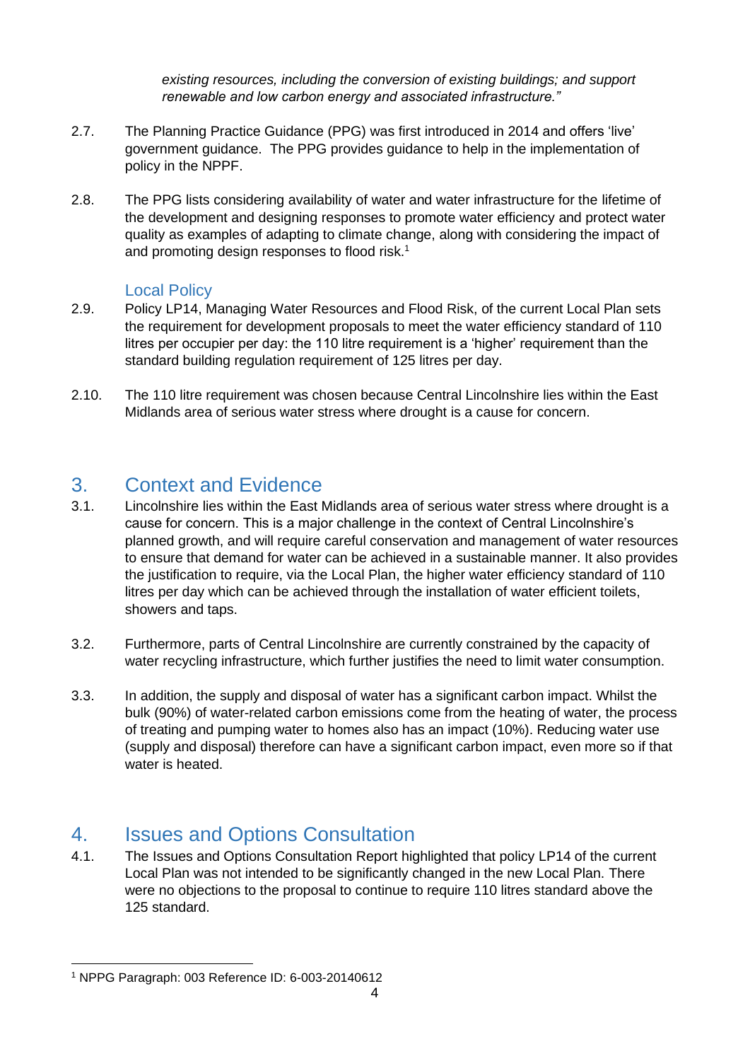*existing resources, including the conversion of existing buildings; and support renewable and low carbon energy and associated infrastructure."*

2.7. The Planning Practice Guidance (PPG) was first introduced in 2014 and offers 'live' government guidance. The PPG provides guidance to help in the implementation of policy in the NPPF.

2.8. The PPG lists considering availability of water and water infrastructure for the lifetime of the development and designing responses to promote water efficiency and protect water quality as examples of adapting to climate change, along with considering the impact of and promoting design responses to flood risk.[1]

### Local Policy

2.9. Policy LP14, Managing Water Resources and Flood Risk, of the current Local Plan sets the requirement for development proposals to meet the water efficiency standard of 110 litres per occupier per day: the 110 litre requirement is a 'higher' requirement than the standard building regulation requirement of 125 litres per day.

2.10. The 110 litre requirement was chosen because Central Lincolnshire lies within the East Midlands area of serious water stress where drought is a cause for concern.

## 3. Context and Evidence

3.1. Lincolnshire lies within the East Midlands area of serious water stress where drought is a cause for concern. This is a major challenge in the context of Central Lincolnshire's planned growth, and will require careful conservation and management of water resources to ensure that demand for water can be achieved in a sustainable manner. It also provides the justification to require, via the Local Plan, the higher water efficiency standard of 110 litres per day which can be achieved through the installation of water efficient toilets, showers and taps.

3.2. Furthermore, parts of Central Lincolnshire are currently constrained by the capacity of water recycling infrastructure, which further justifies the need to limit water consumption.

3.3. In addition, the supply and disposal of water has a significant carbon impact. Whilst the bulk (90%) of water-related carbon emissions come from the heating of water, the process of treating and pumping water to homes also has an impact (10%). Reducing water use (supply and disposal) therefore can have a significant carbon impact, even more so if that water is heated.

## 4. Issues and Options Consultation

4.1. The Issues and Options Consultation Report highlighted that policy LP14 of the current Local Plan was not intended to be significantly changed in the new Local Plan. There were no objections to the proposal to continue to require 110 litres standard above the 125 standard.

---

[1] NPPG Paragraph: 003 Reference ID: 6-003-20140612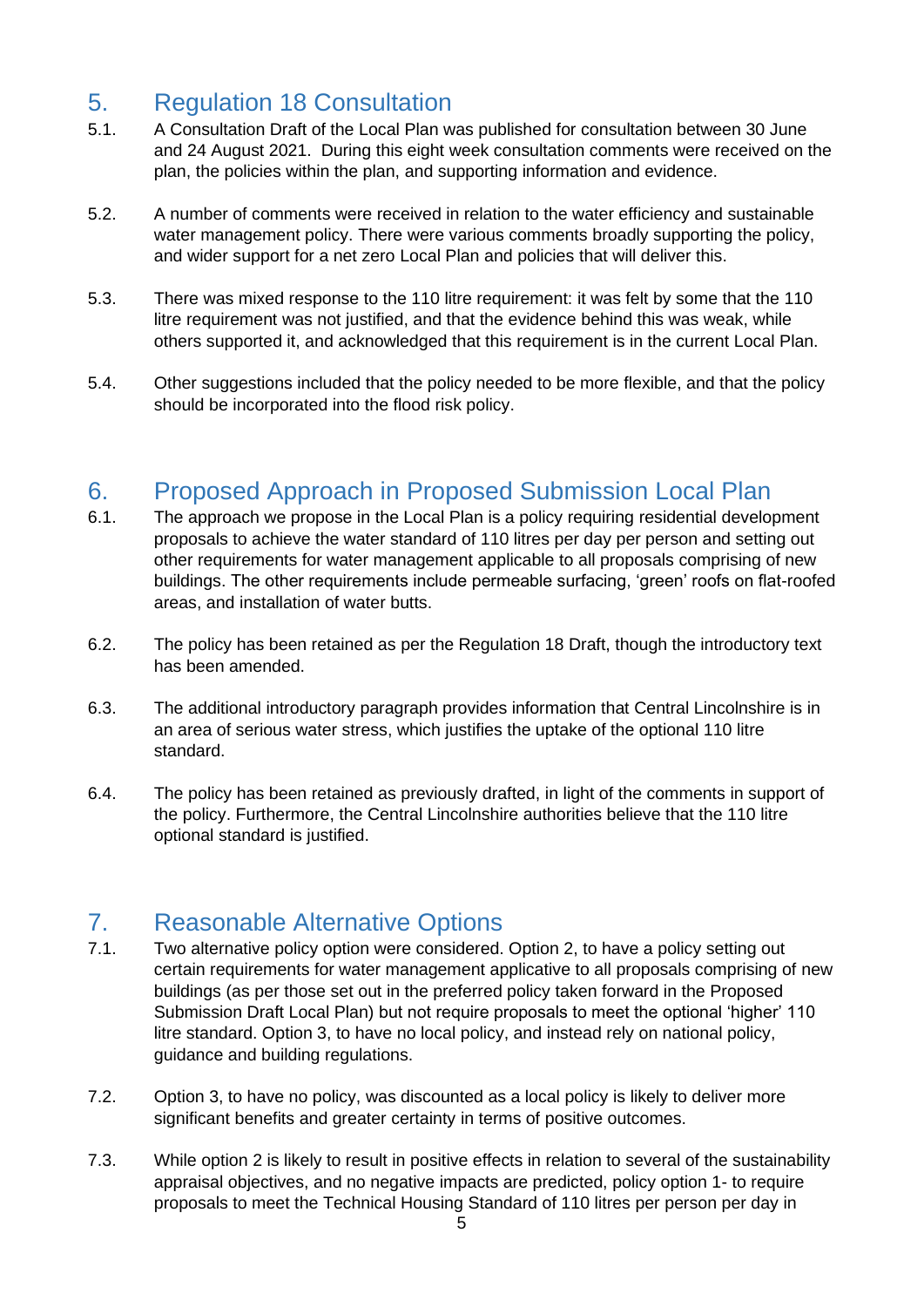## 5. Regulation 18 Consultation

5.1. A Consultation Draft of the Local Plan was published for consultation between 30 June and 24 August 2021. During this eight week consultation comments were received on the plan, the policies within the plan, and supporting information and evidence.

5.2. A number of comments were received in relation to the water efficiency and sustainable water management policy. There were various comments broadly supporting the policy, and wider support for a net zero Local Plan and policies that will deliver this.

5.3. There was mixed response to the 110 litre requirement: it was felt by some that the 110 litre requirement was not justified, and that the evidence behind this was weak, while others supported it, and acknowledged that this requirement is in the current Local Plan.

5.4. Other suggestions included that the policy needed to be more flexible, and that the policy should be incorporated into the flood risk policy.

## 6. Proposed Approach in Proposed Submission Local Plan

6.1. The approach we propose in the Local Plan is a policy requiring residential development proposals to achieve the water standard of 110 litres per day per person and setting out other requirements for water management applicable to all proposals comprising of new buildings. The other requirements include permeable surfacing, 'green' roofs on flat-roofed areas, and installation of water butts.

6.2. The policy has been retained as per the Regulation 18 Draft, though the introductory text has been amended.

6.3. The additional introductory paragraph provides information that Central Lincolnshire is in an area of serious water stress, which justifies the uptake of the optional 110 litre standard.

6.4. The policy has been retained as previously drafted, in light of the comments in support of the policy. Furthermore, the Central Lincolnshire authorities believe that the 110 litre optional standard is justified.

## 7. Reasonable Alternative Options

7.1. Two alternative policy option were considered. Option 2, to have a policy setting out certain requirements for water management applicative to all proposals comprising of new buildings (as per those set out in the preferred policy taken forward in the Proposed Submission Draft Local Plan) but not require proposals to meet the optional 'higher' 110 litre standard. Option 3, to have no local policy, and instead rely on national policy, guidance and building regulations.

7.2. Option 3, to have no policy, was discounted as a local policy is likely to deliver more significant benefits and greater certainty in terms of positive outcomes.

7.3. While option 2 is likely to result in positive effects in relation to several of the sustainability appraisal objectives, and no negative impacts are predicted, policy option 1- to require proposals to meet the Technical Housing Standard of 110 litres per person per day in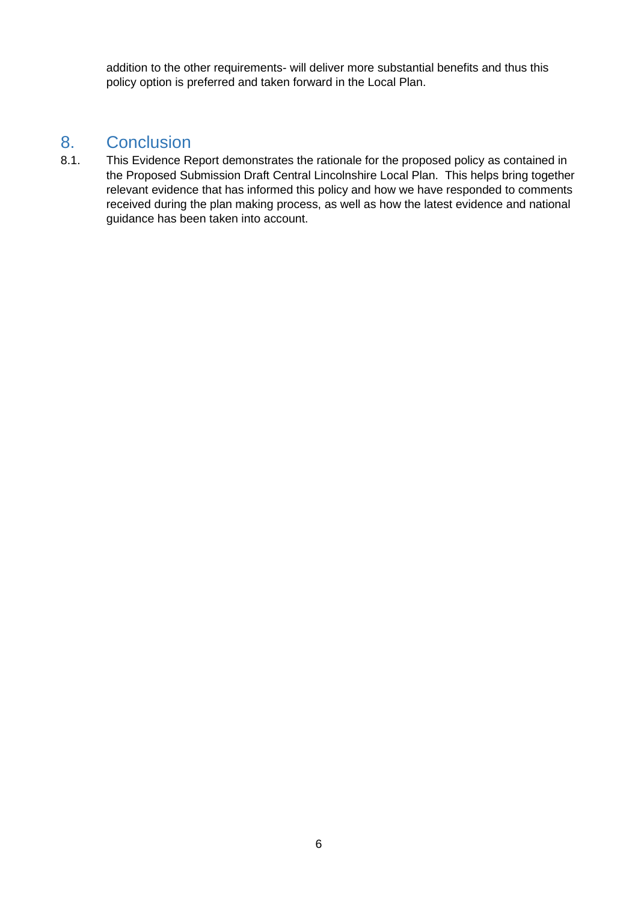addition to the other requirements- will deliver more substantial benefits and thus this policy option is preferred and taken forward in the Local Plan.

## 8. Conclusion

8.1. This Evidence Report demonstrates the rationale for the proposed policy as contained in the Proposed Submission Draft Central Lincolnshire Local Plan. This helps bring together relevant evidence that has informed this policy and how we have responded to comments received during the plan making process, as well as how the latest evidence and national guidance has been taken into account.